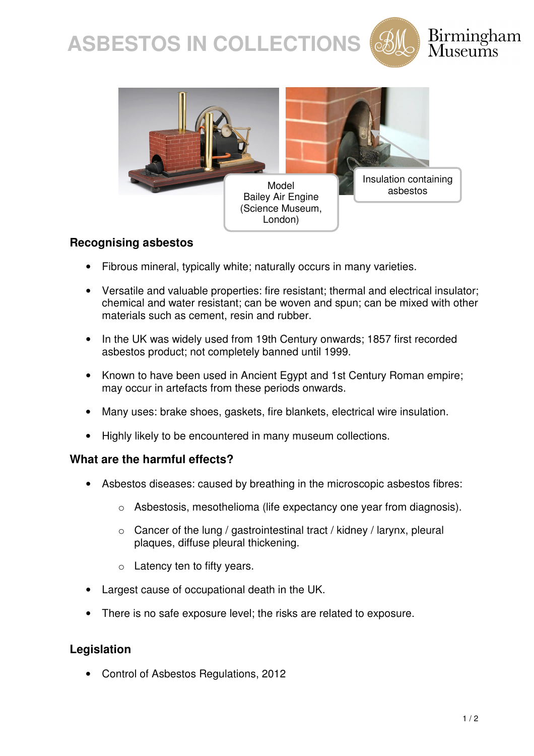# ASBESTOS IN COLLECTIONS

Birmingham Museums

Model Bailey Air Engine (Science Museum, London)

Insulation containing asbestos

### Recognising asbestos

- Fibrous mineral, typically white; naturally occurs in many varieties.
- Versatile and valuable properties: fire resistant; thermal and electrical insulator; chemical and water resistant; can be woven and spun; can be mixed with other materials such as cement, resin and rubber.
- In the UK was widely used from 19th Century onwards; 1857 first recorded asbestos product; not completely banned until 1999.
- Known to have been used in Ancient Egypt and 1st Century Roman empire; may occur in artefacts from these periods onwards.
- Many uses: brake shoes, gaskets, fire blankets, electrical wire insulation.
- Highly likely to be encountered in many museum collections.

### What are the harmful effects?

- Asbestos diseases: caused by breathing in the microscopic asbestos fibres:
  - Asbestosis, mesothelioma (life expectancy one year from diagnosis).
  - Cancer of the lung / gastrointestinal tract / kidney / larynx, pleural plaques, diffuse pleural thickening.
  - Latency ten to fifty years.
- Largest cause of occupational death in the UK.
- There is no safe exposure level; the risks are related to exposure.

### Legislation

- Control of Asbestos Regulations, 2012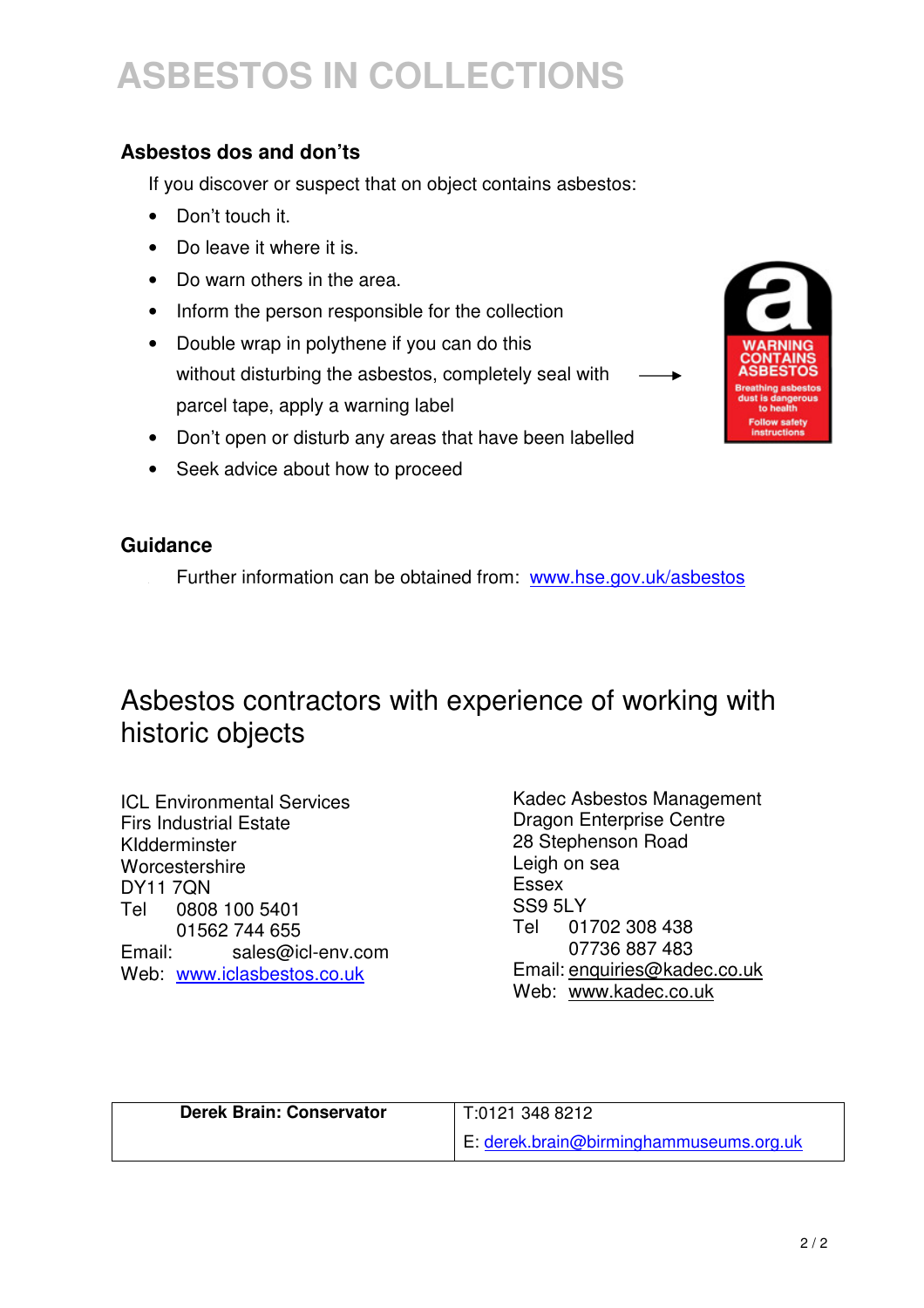# ASBESTOS IN COLLECTIONS

### Asbestos dos and don'ts

If you discover or suspect that on object contains asbestos:

- Don't touch it.
- Do leave it where it is.
- Do warn others in the area.
- Inform the person responsible for the collection
- Double wrap in polythene if you can do this without disturbing the asbestos, completely seal with parcel tape, apply a warning label →
- Don't open or disturb any areas that have been labelled
- Seek advice about how to proceed

a
WARNING
CONTAINS
ASBESTOS
Breathing asbestos dust is dangerous to health
Follow safety instructions

### Guidance

Further information can be obtained from: www.hse.gov.uk/asbestos

## Asbestos contractors with experience of working with historic objects

ICL Environmental Services
Firs Industrial Estate
KIdderminster
Worcestershire
DY11 7QN
Tel 0808 100 5401
01562 744 655
Email: sales@icl-env.com
Web: www.iclasbestos.co.uk

Kadec Asbestos Management
Dragon Enterprise Centre
28 Stephenson Road
Leigh on sea
Essex
SS9 5LY
Tel 01702 308 438
07736 887 483
Email: enquiries@kadec.co.uk
Web: www.kadec.co.uk

| | |
|---|---|
| **Derek Brain: Conservator** | T:0121 348 8212<br>E: derek.brain@birminghammuseums.org.uk |